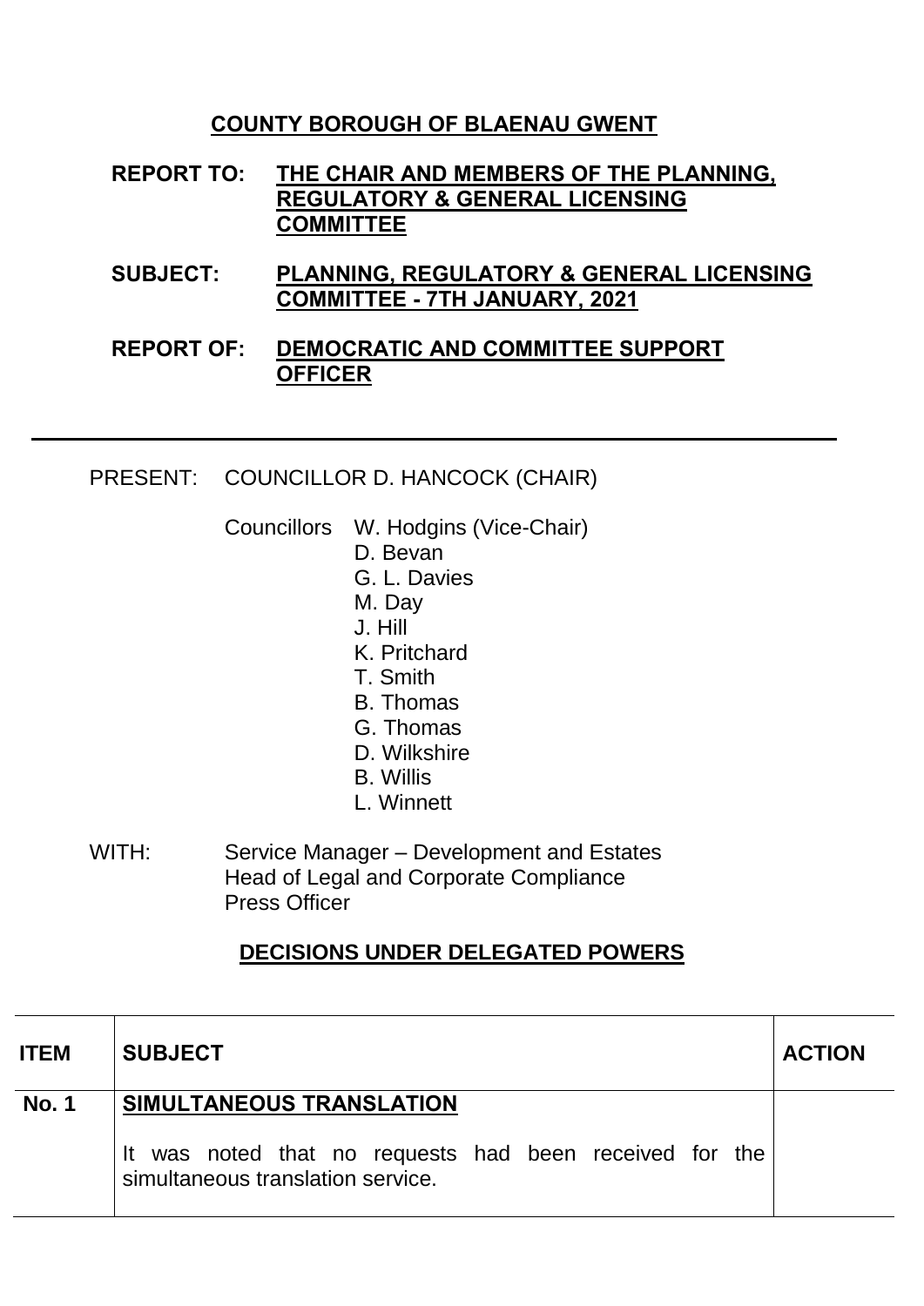**COUNTY BOROUGH OF BLAENAU GWENT**

**REPORT TO:** **THE CHAIR AND MEMBERS OF THE PLANNING, REGULATORY & GENERAL LICENSING COMMITTEE**

**SUBJECT:** **PLANNING, REGULATORY & GENERAL LICENSING COMMITTEE - 7TH JANUARY, 2021**

**REPORT OF:** **DEMOCRATIC AND COMMITTEE SUPPORT OFFICER**

---

PRESENT: COUNCILLOR D. HANCOCK (CHAIR)

Councillors W. Hodgins (Vice-Chair)
D. Bevan
G. L. Davies
M. Day
J. Hill
K. Pritchard
T. Smith
B. Thomas
G. Thomas
D. Wilkshire
B. Willis
L. Winnett

WITH: Service Manager – Development and Estates
Head of Legal and Corporate Compliance
Press Officer

**DECISIONS UNDER DELEGATED POWERS**

| ITEM | SUBJECT | ACTION |
|---|---|---|
| **No. 1** | **SIMULTANEOUS TRANSLATION**<br><br>It was noted that no requests had been received for the simultaneous translation service. | |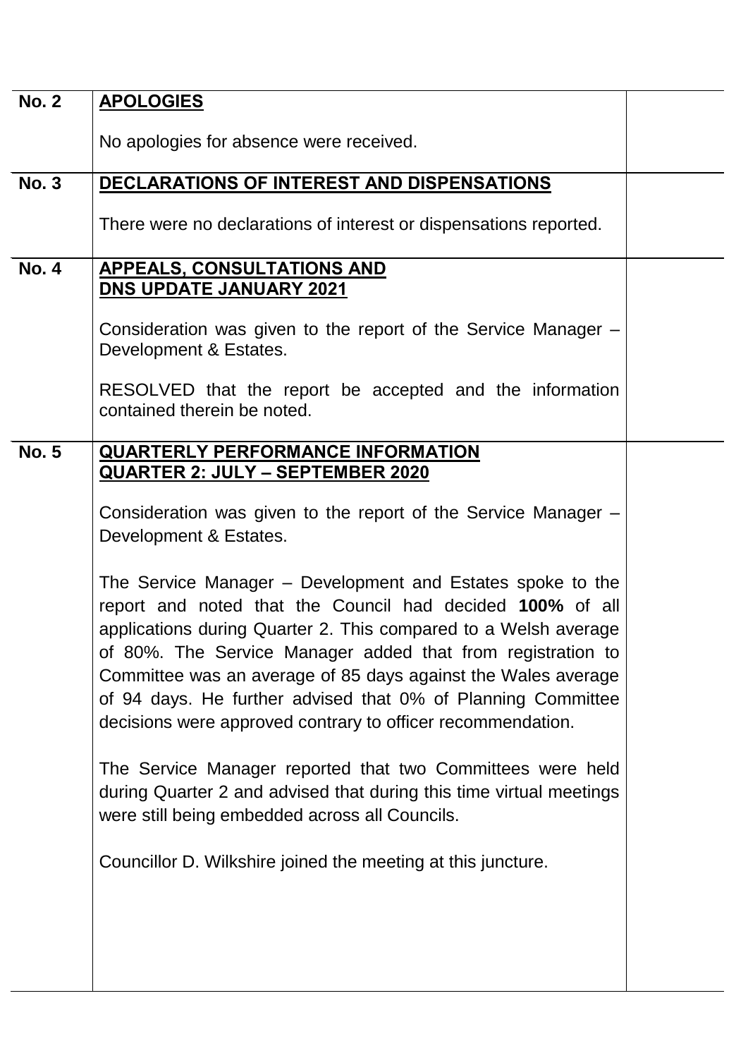| | | |
|---|---|---|
| **No. 2** | **APOLOGIES**<br><br>No apologies for absence were received. | |
| **No. 3** | **DECLARATIONS OF INTEREST AND DISPENSATIONS**<br><br>There were no declarations of interest or dispensations reported. | |
| **No. 4** | **APPEALS, CONSULTATIONS AND DNS UPDATE JANUARY 2021**<br><br>Consideration was given to the report of the Service Manager – Development & Estates.<br><br>RESOLVED that the report be accepted and the information contained therein be noted. | |
| **No. 5** | **QUARTERLY PERFORMANCE INFORMATION QUARTER 2: JULY – SEPTEMBER 2020**<br><br>Consideration was given to the report of the Service Manager – Development & Estates.<br><br>The Service Manager – Development and Estates spoke to the report and noted that the Council had decided **100%** of all applications during Quarter 2. This compared to a Welsh average of 80%. The Service Manager added that from registration to Committee was an average of 85 days against the Wales average of 94 days. He further advised that 0% of Planning Committee decisions were approved contrary to officer recommendation.<br><br>The Service Manager reported that two Committees were held during Quarter 2 and advised that during this time virtual meetings were still being embedded across all Councils.<br><br>Councillor D. Wilkshire joined the meeting at this juncture. | |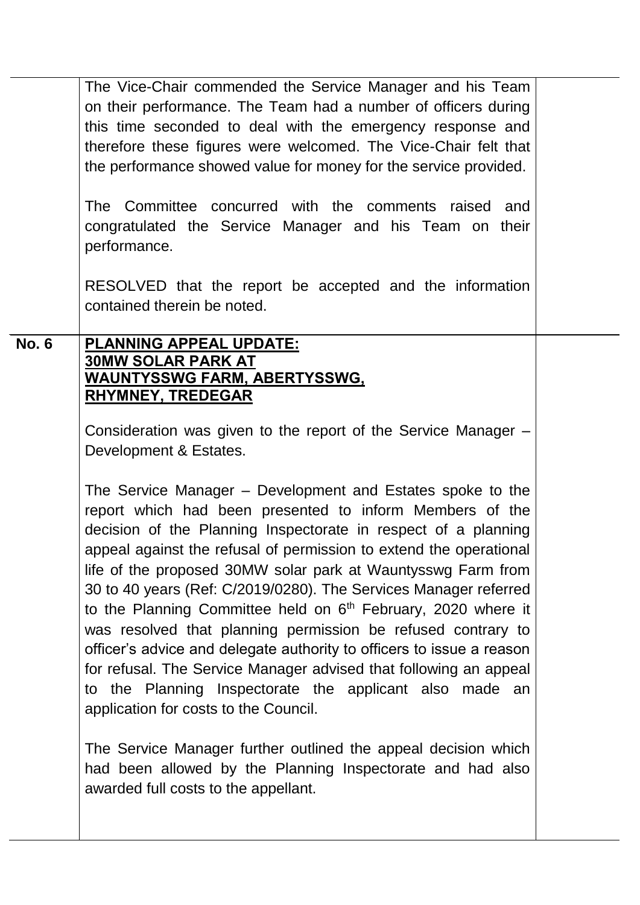The Vice-Chair commended the Service Manager and his Team on their performance. The Team had a number of officers during this time seconded to deal with the emergency response and therefore these figures were welcomed. The Vice-Chair felt that the performance showed value for money for the service provided.

The Committee concurred with the comments raised and congratulated the Service Manager and his Team on their performance.

RESOLVED that the report be accepted and the information contained therein be noted.

**No. 6** **<u>PLANNING APPEAL UPDATE: 30MW SOLAR PARK AT WAUNTYSSWG FARM, ABERTYSSWG, RHYMNEY, TREDEGAR</u>**

Consideration was given to the report of the Service Manager – Development & Estates.

The Service Manager – Development and Estates spoke to the report which had been presented to inform Members of the decision of the Planning Inspectorate in respect of a planning appeal against the refusal of permission to extend the operational life of the proposed 30MW solar park at Wauntysswg Farm from 30 to 40 years (Ref: C/2019/0280). The Services Manager referred to the Planning Committee held on 6th February, 2020 where it was resolved that planning permission be refused contrary to officer's advice and delegate authority to officers to issue a reason for refusal. The Service Manager advised that following an appeal to the Planning Inspectorate the applicant also made an application for costs to the Council.

The Service Manager further outlined the appeal decision which had been allowed by the Planning Inspectorate and had also awarded full costs to the appellant.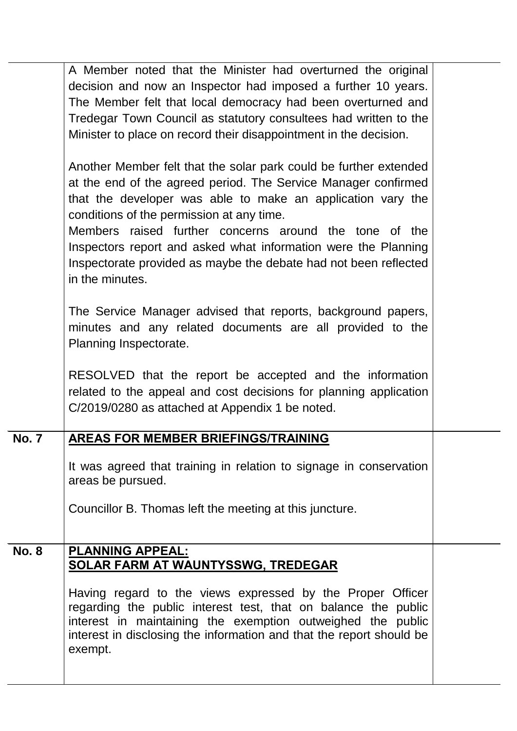| | | |
|---|---|---|
| | A Member noted that the Minister had overturned the original decision and now an Inspector had imposed a further 10 years. The Member felt that local democracy had been overturned and Tredegar Town Council as statutory consultees had written to the Minister to place on record their disappointment in the decision.<br><br>Another Member felt that the solar park could be further extended at the end of the agreed period. The Service Manager confirmed that the developer was able to make an application vary the conditions of the permission at any time.<br>Members raised further concerns around the tone of the Inspectors report and asked what information were the Planning Inspectorate provided as maybe the debate had not been reflected in the minutes.<br><br>The Service Manager advised that reports, background papers, minutes and any related documents are all provided to the Planning Inspectorate.<br><br>RESOLVED that the report be accepted and the information related to the appeal and cost decisions for planning application C/2019/0280 as attached at Appendix 1 be noted. | |
| **No. 7** | **AREAS FOR MEMBER BRIEFINGS/TRAINING**<br><br>It was agreed that training in relation to signage in conservation areas be pursued.<br><br>Councillor B. Thomas left the meeting at this juncture. | |
| **No. 8** | **PLANNING APPEAL:**<br>**SOLAR FARM AT WAUNTYSSWG, TREDEGAR**<br><br>Having regard to the views expressed by the Proper Officer regarding the public interest test, that on balance the public interest in maintaining the exemption outweighed the public interest in disclosing the information and that the report should be exempt. | |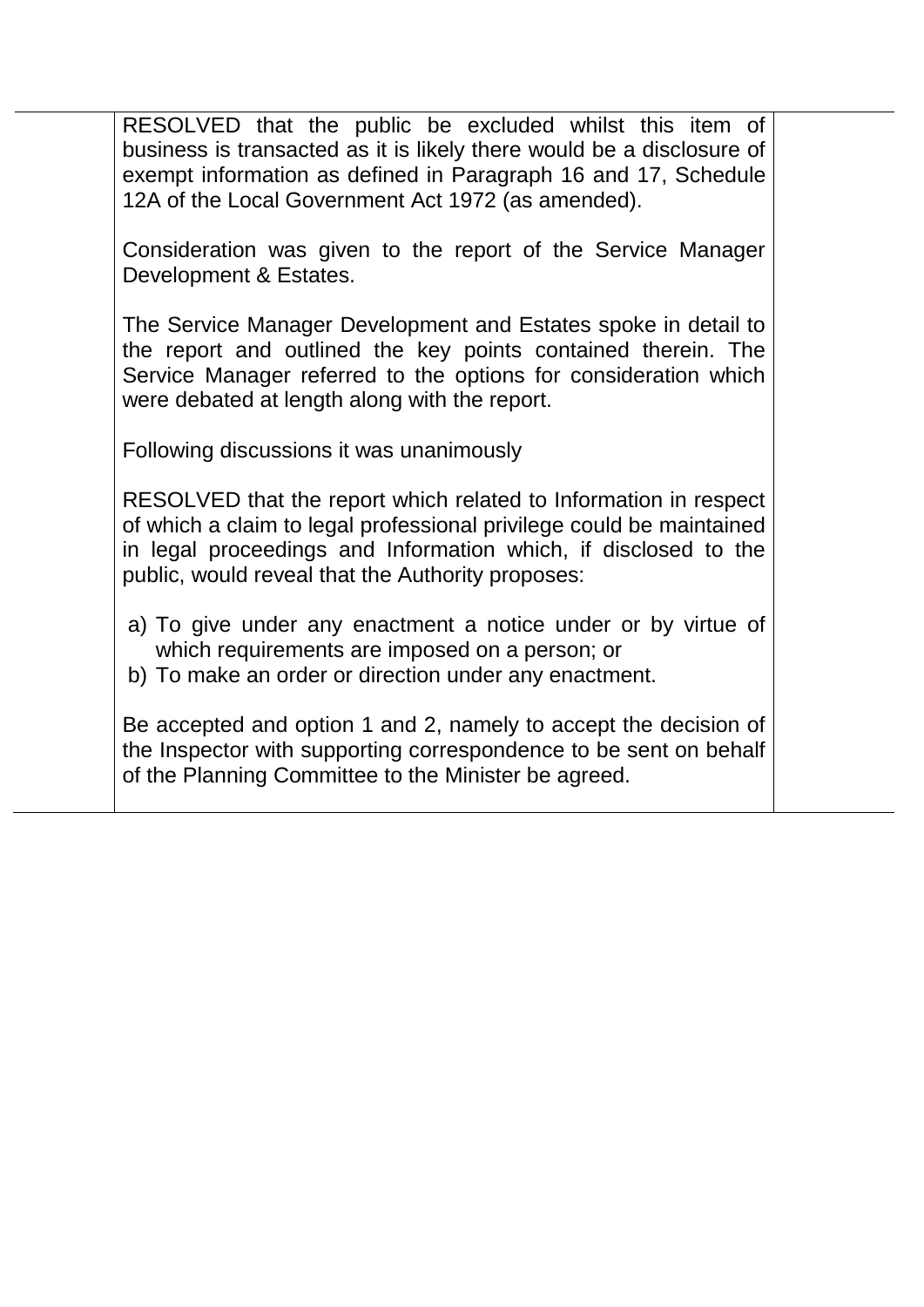RESOLVED that the public be excluded whilst this item of business is transacted as it is likely there would be a disclosure of exempt information as defined in Paragraph 16 and 17, Schedule 12A of the Local Government Act 1972 (as amended).

Consideration was given to the report of the Service Manager Development & Estates.

The Service Manager Development and Estates spoke in detail to the report and outlined the key points contained therein. The Service Manager referred to the options for consideration which were debated at length along with the report.

Following discussions it was unanimously

RESOLVED that the report which related to Information in respect of which a claim to legal professional privilege could be maintained in legal proceedings and Information which, if disclosed to the public, would reveal that the Authority proposes:

a) To give under any enactment a notice under or by virtue of which requirements are imposed on a person; or
b) To make an order or direction under any enactment.

Be accepted and option 1 and 2, namely to accept the decision of the Inspector with supporting correspondence to be sent on behalf of the Planning Committee to the Minister be agreed.